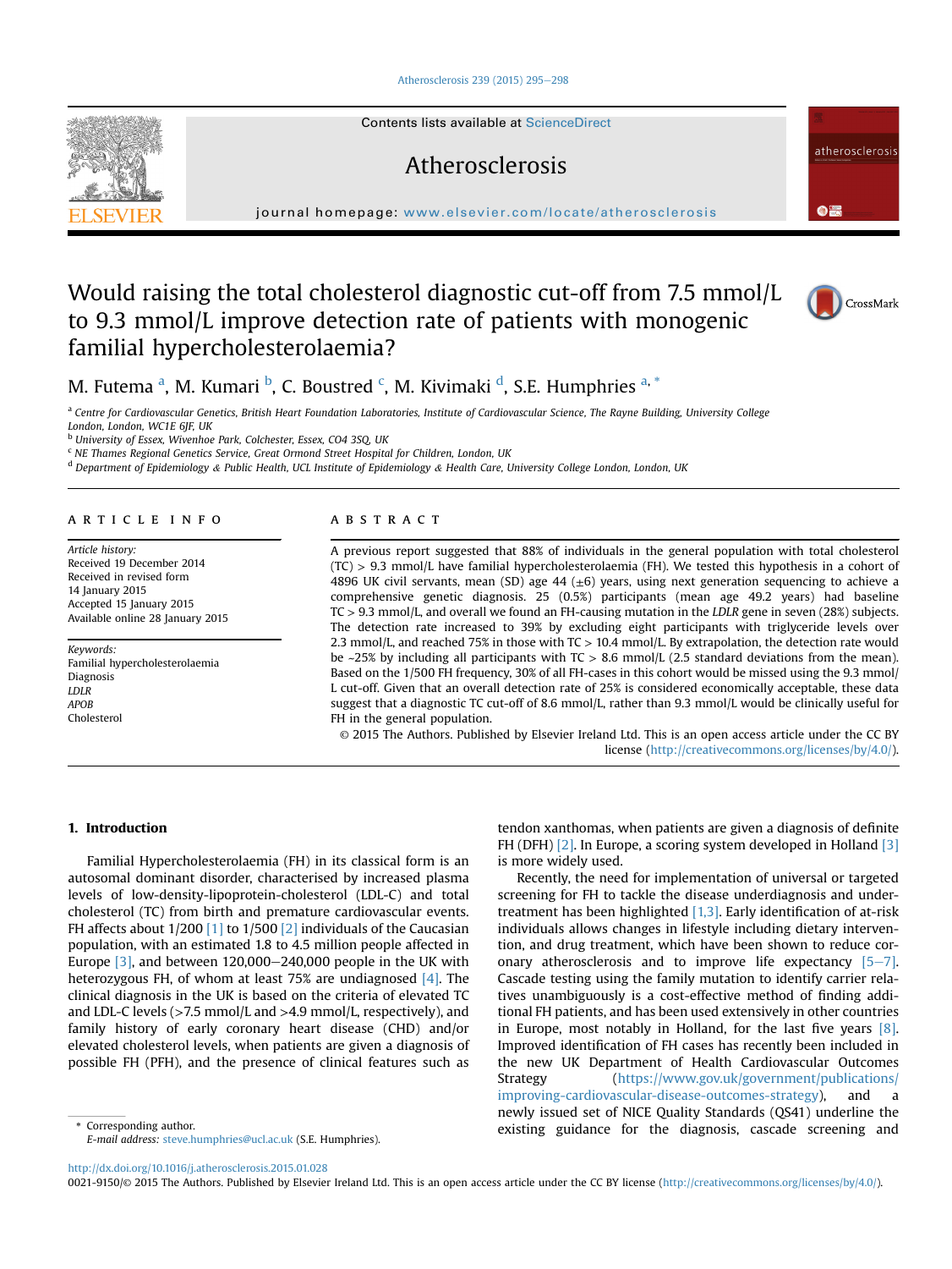# Would raising the total cholesterol diagnostic cut-off from 7.5 mmol/L to 9.3 mmol/L improve detection rate of patients with monogenic familial hypercholesterolaemia?

M. Futema [a], M. Kumari [b], C. Boustred [c], M. Kivimaki [d], S.E. Humphries [a, *]

[a] Centre for Cardiovascular Genetics, British Heart Foundation Laboratories, Institute of Cardiovascular Science, The Rayne Building, University College London, London, WC1E 6JF, UK
[b] University of Essex, Wivenhoe Park, Colchester, Essex, CO4 3SQ, UK
[c] NE Thames Regional Genetics Service, Great Ormond Street Hospital for Children, London, UK
[d] Department of Epidemiology & Public Health, UCL Institute of Epidemiology & Health Care, University College London, London, UK

## ARTICLE INFO

*Article history:*
Received 19 December 2014
Received in revised form
14 January 2015
Accepted 15 January 2015
Available online 28 January 2015

*Keywords:*
Familial hypercholesterolaemia
Diagnosis
*LDLR*
*APOB*
Cholesterol

## ABSTRACT

A previous report suggested that 88% of individuals in the general population with total cholesterol (TC) > 9.3 mmol/L have familial hypercholesterolaemia (FH). We tested this hypothesis in a cohort of 4896 UK civil servants, mean (SD) age 44 (±6) years, using next generation sequencing to achieve a comprehensive genetic diagnosis. 25 (0.5%) participants (mean age 49.2 years) had baseline TC > 9.3 mmol/L, and overall we found an FH-causing mutation in the *LDLR* gene in seven (28%) subjects. The detection rate increased to 39% by excluding eight participants with triglyceride levels over 2.3 mmol/L, and reached 75% in those with TC > 10.4 mmol/L. By extrapolation, the detection rate would be ~25% by including all participants with TC > 8.6 mmol/L (2.5 standard deviations from the mean). Based on the 1/500 FH frequency, 30% of all FH-cases in this cohort would be missed using the 9.3 mmol/L cut-off. Given that an overall detection rate of 25% is considered economically acceptable, these data suggest that a diagnostic TC cut-off of 8.6 mmol/L, rather than 9.3 mmol/L would be clinically useful for FH in the general population.

© 2015 The Authors. Published by Elsevier Ireland Ltd. This is an open access article under the CC BY license (http://creativecommons.org/licenses/by/4.0/).

## 1. Introduction

Familial Hypercholesterolaemia (FH) in its classical form is an autosomal dominant disorder, characterised by increased plasma levels of low-density-lipoprotein-cholesterol (LDL-C) and total cholesterol (TC) from birth and premature cardiovascular events. FH affects about 1/200 [1] to 1/500 [2] individuals of the Caucasian population, with an estimated 1.8 to 4.5 million people affected in Europe [3], and between 120,000–240,000 people in the UK with heterozygous FH, of whom at least 75% are undiagnosed [4]. The clinical diagnosis in the UK is based on the criteria of elevated TC and LDL-C levels (>7.5 mmol/L and >4.9 mmol/L, respectively), and family history of early coronary heart disease (CHD) and/or elevated cholesterol levels, when patients are given a diagnosis of possible FH (PFH), and the presence of clinical features such as tendon xanthomas, when patients are given a diagnosis of definite FH (DFH) [2]. In Europe, a scoring system developed in Holland [3] is more widely used.

Recently, the need for implementation of universal or targeted screening for FH to tackle the disease underdiagnosis and undertreatment has been highlighted [1,3]. Early identification of at-risk individuals allows changes in lifestyle including dietary intervention, and drug treatment, which have been shown to reduce coronary atherosclerosis and to improve life expectancy [5–7]. Cascade testing using the family mutation to identify carrier relatives unambiguously is a cost-effective method of finding additional FH patients, and has been used extensively in other countries in Europe, most notably in Holland, for the last five years [8]. Improved identification of FH cases has recently been included in the new UK Department of Health Cardiovascular Outcomes Strategy (https://www.gov.uk/government/publications/improving-cardiovascular-disease-outcomes-strategy), and a newly issued set of NICE Quality Standards (QS41) underline the existing guidance for the diagnosis, cascade screening and

\* Corresponding author.
*E-mail address:* steve.humphries@ucl.ac.uk (S.E. Humphries).

http://dx.doi.org/10.1016/j.atherosclerosis.2015.01.028
0021-9150/© 2015 The Authors. Published by Elsevier Ireland Ltd. This is an open access article under the CC BY license (http://creativecommons.org/licenses/by/4.0/).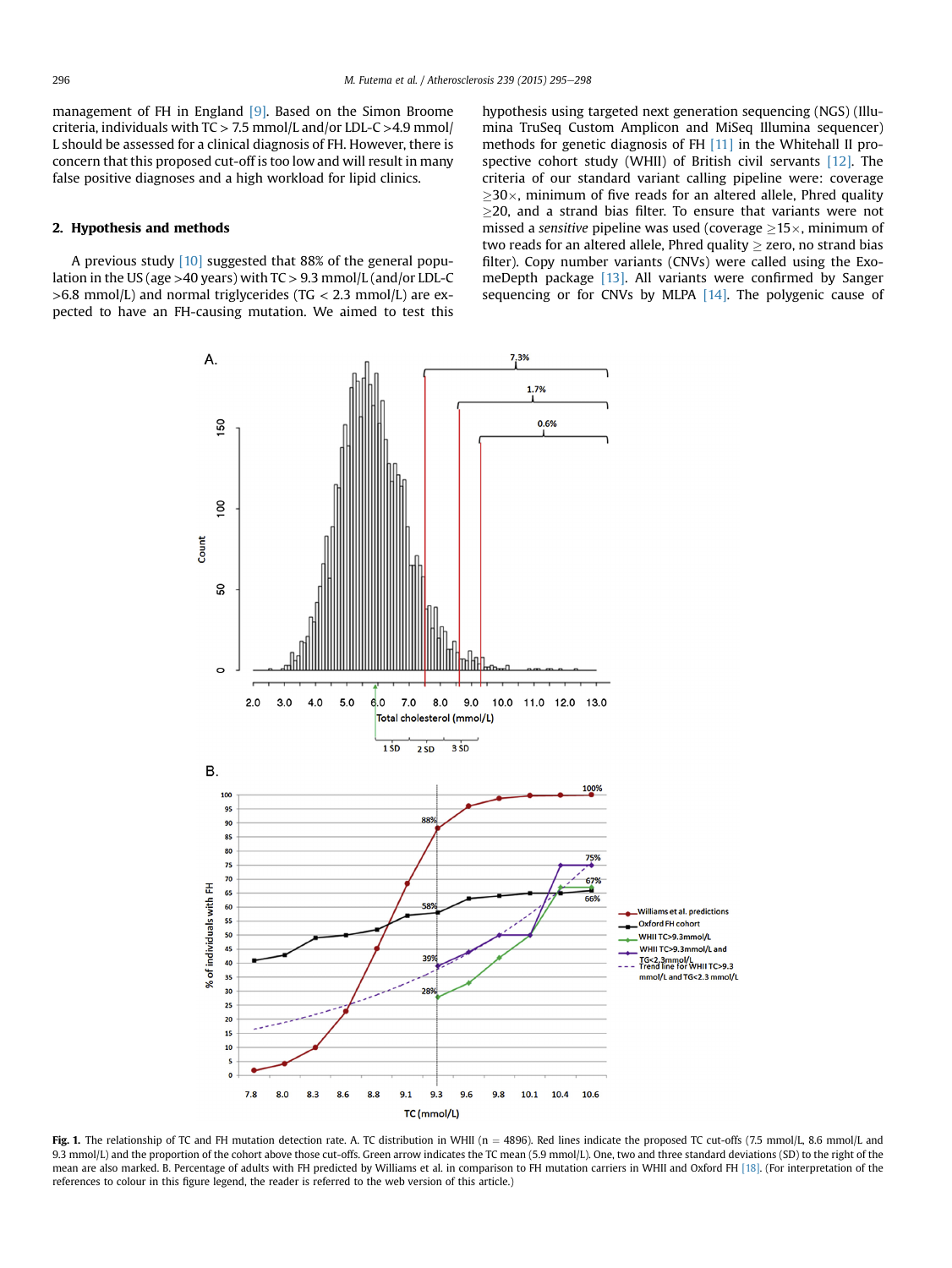management of FH in England [9]. Based on the Simon Broome criteria, individuals with TC > 7.5 mmol/L and/or LDL-C >4.9 mmol/L should be assessed for a clinical diagnosis of FH. However, there is concern that this proposed cut-off is too low and will result in many false positive diagnoses and a high workload for lipid clinics.

## 2. Hypothesis and methods

A previous study [10] suggested that 88% of the general population in the US (age >40 years) with TC > 9.3 mmol/L (and/or LDL-C >6.8 mmol/L) and normal triglycerides (TG < 2.3 mmol/L) are expected to have an FH-causing mutation. We aimed to test this hypothesis using targeted next generation sequencing (NGS) (Illumina TruSeq Custom Amplicon and MiSeq Illumina sequencer) methods for genetic diagnosis of FH [11] in the Whitehall II prospective cohort study (WHII) of British civil servants [12]. The criteria of our standard variant calling pipeline were: coverage ≥30×, minimum of five reads for an altered allele, Phred quality ≥20, and a strand bias filter. To ensure that variants were not missed a *sensitive* pipeline was used (coverage ≥15×, minimum of two reads for an altered allele, Phred quality ≥ zero, no strand bias filter). Copy number variants (CNVs) were called using the ExomeDepth package [13]. All variants were confirmed by Sanger sequencing or for CNVs by MLPA [14]. The polygenic cause of

**Fig. 1.** The relationship of TC and FH mutation detection rate. A. TC distribution in WHII (n = 4896). Red lines indicate the proposed TC cut-offs (7.5 mmol/L, 8.6 mmol/L and 9.3 mmol/L) and the proportion of the cohort above those cut-offs. Green arrow indicates the TC mean (5.9 mmol/L). One, two and three standard deviations (SD) to the right of the mean are also marked. B. Percentage of adults with FH predicted by Williams et al. in comparison to FH mutation carriers in WHII and Oxford FH [18]. (For interpretation of the references to colour in this figure legend, the reader is referred to the web version of this article.)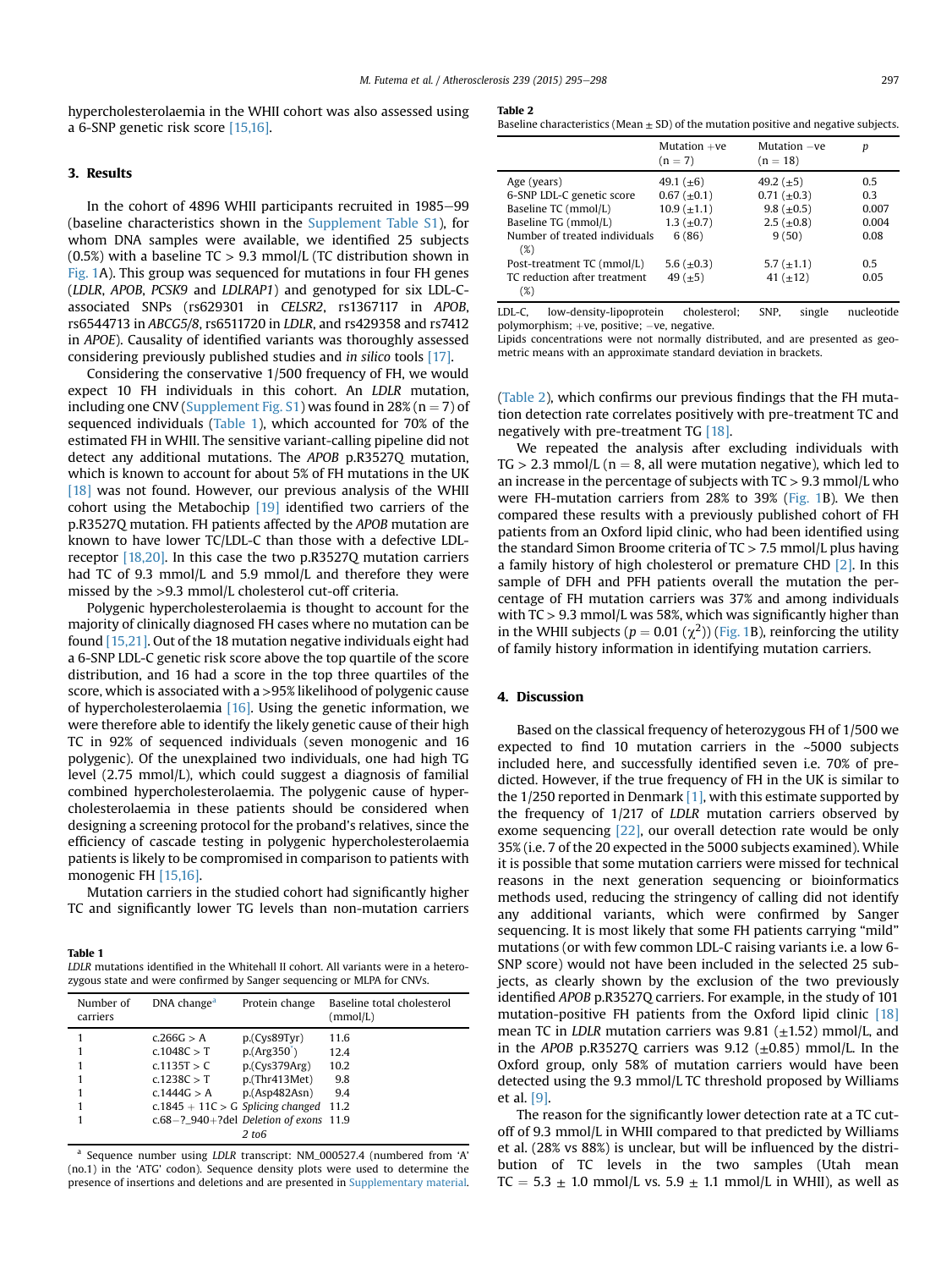hypercholesterolaemia in the WHII cohort was also assessed using a 6-SNP genetic risk score [15,16].

## 3. Results

In the cohort of 4896 WHII participants recruited in 1985–99 (baseline characteristics shown in the Supplement Table S1), for whom DNA samples were available, we identified 25 subjects (0.5%) with a baseline TC > 9.3 mmol/L (TC distribution shown in Fig. 1A). This group was sequenced for mutations in four FH genes (*LDLR*, *APOB*, *PCSK9* and *LDLRAP1*) and genotyped for six LDL-C-associated SNPs (rs629301 in *CELSR2*, rs1367117 in *APOB*, rs6544713 in *ABCG5/8*, rs6511720 in *LDLR*, and rs429358 and rs7412 in *APOE*). Causality of identified variants was thoroughly assessed considering previously published studies and *in silico* tools [17].

Considering the conservative 1/500 frequency of FH, we would expect 10 FH individuals in this cohort. An *LDLR* mutation, including one CNV (Supplement Fig. S1) was found in 28% (n = 7) of sequenced individuals (Table 1), which accounted for 70% of the estimated FH in WHII. The sensitive variant-calling pipeline did not detect any additional mutations. The *APOB* p.R3527Q mutation, which is known to account for about 5% of FH mutations in the UK [18] was not found. However, our previous analysis of the WHII cohort using the Metabochip [19] identified two carriers of the p.R3527Q mutation. FH patients affected by the *APOB* mutation are known to have lower TC/LDL-C than those with a defective LDL-receptor [18,20]. In this case the two p.R3527Q mutation carriers had TC of 9.3 mmol/L and 5.9 mmol/L and therefore they were missed by the >9.3 mmol/L cholesterol cut-off criteria.

Polygenic hypercholesterolaemia is thought to account for the majority of clinically diagnosed FH cases where no mutation can be found [15,21]. Out of the 18 mutation negative individuals eight had a 6-SNP LDL-C genetic risk score above the top quartile of the score distribution, and 16 had a score in the top three quartiles of the score, which is associated with a >95% likelihood of polygenic cause of hypercholesterolaemia [16]. Using the genetic information, we were therefore able to identify the likely genetic cause of their high TC in 92% of sequenced individuals (seven monogenic and 16 polygenic). Of the unexplained two individuals, one had high TG level (2.75 mmol/L), which could suggest a diagnosis of familial combined hypercholesterolaemia. The polygenic cause of hypercholesterolaemia in these patients should be considered when designing a screening protocol for the proband's relatives, since the efficiency of cascade testing in polygenic hypercholesterolaemia patients is likely to be compromised in comparison to patients with monogenic FH [15,16].

Mutation carriers in the studied cohort had significantly higher TC and significantly lower TG levels than non-mutation carriers (Table 2), which confirms our previous findings that the FH mutation detection rate correlates positively with pre-treatment TC and negatively with pre-treatment TG [18].

We repeated the analysis after excluding individuals with TG > 2.3 mmol/L (n = 8, all were mutation negative), which led to an increase in the percentage of subjects with TC > 9.3 mmol/L who were FH-mutation carriers from 28% to 39% (Fig. 1B). We then compared these results with a previously published cohort of FH patients from an Oxford lipid clinic, who had been identified using the standard Simon Broome criteria of TC > 7.5 mmol/L plus having a family history of high cholesterol or premature CHD [2]. In this sample of DFH and PFH patients overall the mutation the percentage of FH mutation carriers was 37% and among individuals with TC > 9.3 mmol/L was 58%, which was significantly higher than in the WHII subjects ($p = 0.01$ ($\chi^2$)) (Fig. 1B), reinforcing the utility of family history information in identifying mutation carriers.

**Table 1**
*LDLR mutations identified in the Whitehall II cohort. All variants were in a heterozygous state and were confirmed by Sanger sequencing or MLPA for CNVs.*

| Number of carriers | DNA change[a] | Protein change | Baseline total cholesterol (mmol/L) |
|---|---|---|---|
| 1 | c.266G > A | p.(Cys89Tyr) | 11.6 |
| 1 | c.1048C > T | p.(Arg350*) | 12.4 |
| 1 | c.1135T > C | p.(Cys379Arg) | 10.2 |
| 1 | c.1238C > T | p.(Thr413Met) | 9.8 |
| 1 | c.1444G > A | p.(Asp482Asn) | 9.4 |
| 1 | c.1845 + 11C > G | *Splicing changed* | 11.2 |
| 1 | c.68−?_940+?del | *Deletion of exons 2 to6* | 11.9 |

[a] Sequence number using *LDLR* transcript: NM_000527.4 (numbered from 'A' (no.1) in the 'ATG' codon). Sequence density plots were used to determine the presence of insertions and deletions and are presented in Supplementary material.

**Table 2**
Baseline characteristics (Mean ± SD) of the mutation positive and negative subjects.

| | Mutation +ve (n = 7) | Mutation −ve (n = 18) | p |
|---|---|---|---|
| Age (years) | 49.1 (±6) | 49.2 (±5) | 0.5 |
| 6-SNP LDL-C genetic score | 0.67 (±0.1) | 0.71 (±0.3) | 0.3 |
| Baseline TC (mmol/L) | 10.9 (±1.1) | 9.8 (±0.5) | 0.007 |
| Baseline TG (mmol/L) | 1.3 (±0.7) | 2.5 (±0.8) | 0.004 |
| Number of treated individuals (%) | 6 (86) | 9 (50) | 0.08 |
| Post-treatment TC (mmol/L) | 5.6 (±0.3) | 5.7 (±1.1) | 0.5 |
| TC reduction after treatment (%) | 49 (±5) | 41 (±12) | 0.05 |

LDL-C, low-density-lipoprotein cholesterol; SNP, single nucleotide polymorphism; +ve, positive; −ve, negative.
Lipids concentrations were not normally distributed, and are presented as geometric means with an approximate standard deviation in brackets.

## 4. Discussion

Based on the classical frequency of heterozygous FH of 1/500 we expected to find 10 mutation carriers in the ~5000 subjects included here, and successfully identified seven i.e. 70% of predicted. However, if the true frequency of FH in the UK is similar to the 1/250 reported in Denmark [1], with this estimate supported by the frequency of 1/217 of *LDLR* mutation carriers observed by exome sequencing [22], our overall detection rate would be only 35% (i.e. 7 of the 20 expected in the 5000 subjects examined). While it is possible that some mutation carriers were missed for technical reasons in the next generation sequencing or bioinformatics methods used, reducing the stringency of calling did not identify any additional variants, which were confirmed by Sanger sequencing. It is most likely that some FH patients carrying "mild" mutations (or with few common LDL-C raising variants i.e. a low 6-SNP score) would not have been included in the selected 25 subjects, as clearly shown by the exclusion of the two previously identified *APOB* p.R3527Q carriers. For example, in the study of 101 mutation-positive FH patients from the Oxford lipid clinic [18] mean TC in *LDLR* mutation carriers was 9.81 (±1.52) mmol/L, and in the *APOB* p.R3527Q carriers was 9.12 (±0.85) mmol/L. In the Oxford group, only 58% of mutation carriers would have been detected using the 9.3 mmol/L TC threshold proposed by Williams et al. [9].

The reason for the significantly lower detection rate at a TC cut-off of 9.3 mmol/L in WHII compared to that predicted by Williams et al. (28% vs 88%) is unclear, but will be influenced by the distribution of TC levels in the two samples (Utah mean TC = 5.3 ± 1.0 mmol/L vs. 5.9 ± 1.1 mmol/L in WHII), as well as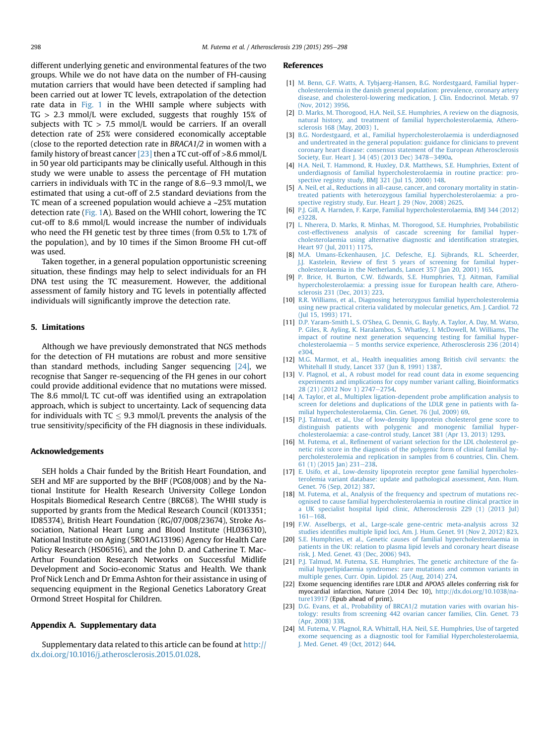different underlying genetic and environmental features of the two groups. While we do not have data on the number of FH-causing mutation carriers that would have been detected if sampling had been carried out at lower TC levels, extrapolation of the detection rate data in Fig. 1 in the WHII sample where subjects with TG > 2.3 mmol/L were excluded, suggests that roughly 15% of subjects with TC > 7.5 mmol/L would be carriers. If an overall detection rate of 25% were considered economically acceptable (close to the reported detection rate in *BRACA1/2* in women with a family history of breast cancer [23] then a TC cut-off of >8.6 mmol/L in 50 year old participants may be clinically useful. Although in this study we were unable to assess the percentage of FH mutation carriers in individuals with TC in the range of 8.6–9.3 mmol/L, we estimated that using a cut-off of 2.5 standard deviations from the TC mean of a screened population would achieve a ~25% mutation detection rate (Fig. 1A). Based on the WHII cohort, lowering the TC cut-off to 8.6 mmol/L would increase the number of individuals who need the FH genetic test by three times (from 0.5% to 1.7% of the population), and by 10 times if the Simon Broome FH cut-off was used.

Taken together, in a general population opportunistic screening situation, these findings may help to select individuals for an FH DNA test using the TC measurement. However, the additional assessment of family history and TG levels in potentially affected individuals will significantly improve the detection rate.

## 5. Limitations

Although we have previously demonstrated that NGS methods for the detection of FH mutations are robust and more sensitive than standard methods, including Sanger sequencing [24], we recognise that Sanger re-sequencing of the FH genes in our cohort could provide additional evidence that no mutations were missed. The 8.6 mmol/L TC cut-off was identified using an extrapolation approach, which is subject to uncertainty. Lack of sequencing data for individuals with TC ≤ 9.3 mmol/L prevents the analysis of the true sensitivity/specificity of the FH diagnosis in these individuals.

## Acknowledgements

SEH holds a Chair funded by the British Heart Foundation, and SEH and MF are supported by the BHF (PG08/008) and by the National Institute for Health Research University College London Hospitals Biomedical Research Centre (BRC68). The WHII study is supported by grants from the Medical Research Council (K013351; ID85374), British Heart Foundation (RG/07/008/23674), Stroke Association, National Heart Lung and Blood Institute (HL036310), National Institute on Aging (5RO1AG13196) Agency for Health Care Policy Research (HS06516), and the John D. and Catherine T. MacArthur Foundation Research Networks on Successful Midlife Development and Socio-economic Status and Health. We thank Prof Nick Lench and Dr Emma Ashton for their assistance in using of sequencing equipment in the Regional Genetics Laboratory Great Ormond Street Hospital for Children.

## Appendix A. Supplementary data

Supplementary data related to this article can be found at http://dx.doi.org/10.1016/j.atherosclerosis.2015.01.028.

## References

[1] M. Benn, G.F. Watts, A. Tybjaerg-Hansen, B.G. Nordestgaard, Familial hypercholesterolemia in the danish general population: prevalence, coronary artery disease, and cholesterol-lowering medication, J. Clin. Endocrinol. Metab. 97 (Nov, 2012) 3956.

[2] D. Marks, M. Thorogood, H.A. Neil, S.E. Humphries, A review on the diagnosis, natural history, and treatment of familial hypercholesterolaemia, Atherosclerosis 168 (May, 2003) 1.

[3] B.G. Nordestgaard, et al., Familial hypercholesterolaemia is underdiagnosed and undertreated in the general population: guidance for clinicians to prevent coronary heart disease: consensus statement of the European Atherosclerosis Society, Eur. Heart J. 34 (45) (2013 Dec) 3478–3490a.

[4] H.A. Neil, T. Hammond, R. Huxley, D.R. Matthews, S.E. Humphries, Extent of underdiagnosis of familial hypercholesterolaemia in routine practice: prospective registry study, BMJ 321 (Jul 15, 2000) 148.

[5] A. Neil, et al., Reductions in all-cause, cancer, and coronary mortality in statin-treated patients with heterozygous familial hypercholesterolaemia: a prospective registry study, Eur. Heart J. 29 (Nov, 2008) 2625.

[6] P.J. Gill, A. Harnden, F. Karpe, Familial hypercholesterolaemia, BMJ 344 (2012) e3228.

[7] L. Nherera, D. Marks, R. Minhas, M. Thorogood, S.E. Humphries, Probabilistic cost-effectiveness analysis of cascade screening for familial hypercholesterolaemia using alternative diagnostic and identification strategies, Heart 97 (Jul, 2011) 1175.

[8] M.A. Umans-Eckenhausen, J.C. Defesche, E.J. Sijbrands, R.L. Scheerder, J.J. Kastelein, Review of first 5 years of screening for familial hypercholesterolaemia in the Netherlands, Lancet 357 (Jan 20, 2001) 165.

[9] P. Brice, H. Burton, C.W. Edwards, S.E. Humphries, T.J. Aitman, Familial hypercholesterolaemia: a pressing issue for European health care, Atherosclerosis 231 (Dec, 2013) 223.

[10] R.R. Williams, et al., Diagnosing heterozygous familial hypercholesterolemia using new practical criteria validated by molecular genetics, Am. J. Cardiol. 72 (Jul 15, 1993) 171.

[11] D.P. Yaram-Smith L, S. O'Shea, G. Dennis, G. Bayly, A. Taylor, A. Day, M. Watso, P. Giles, R. Ayling, K. Haralambos, S. Whatley, I. McDowell, M. Williams, The impact of routine next generation sequencing testing for familial hypercholesterolaemia – 5 months service experience, Atherosclerosis 236 (2014) e304.

[12] M.G. Marmot, et al., Health inequalities among British civil servants: the Whitehall II study, Lancet 337 (Jun 8, 1991) 1387.

[13] V. Plagnol, et al., A robust model for read count data in exome sequencing experiments and implications for copy number variant calling, Bioinformatics 28 (21) (2012 Nov 1) 2747–2754.

[14] A. Taylor, et al., Multiplex ligation-dependent probe amplification analysis to screen for deletions and duplications of the LDLR gene in patients with familial hypercholesterolaemia, Clin. Genet. 76 (Jul, 2009) 69.

[15] P.J. Talmud, et al., Use of low-density lipoprotein cholesterol gene score to distinguish patients with polygenic and monogenic familial hypercholesterolaemia: a case-control study, Lancet 381 (Apr 13, 2013) 1293.

[16] M. Futema, et al., Refinement of variant selection for the LDL cholesterol genetic risk score in the diagnosis of the polygenic form of clinical familial hypercholesterolemia and replication in samples from 6 countries, Clin. Chem. 61 (1) (2015 Jan) 231–238.

[17] E. Usifo, et al., Low-density lipoprotein receptor gene familial hypercholesterolemia variant database: update and pathological assessment, Ann. Hum. Genet. 76 (Sep, 2012) 387.

[18] M. Futema, et al., Analysis of the frequency and spectrum of mutations recognised to cause familial hypercholesterolaemia in routine clinical practice in a UK specialist hospital lipid clinic, Atherosclerosis 229 (1) (2013 Jul) 161–168.

[19] F.W. Asselbergs, et al., Large-scale gene-centric meta-analysis across 32 studies identifies multiple lipid loci, Am. J. Hum. Genet. 91 (Nov 2, 2012) 823.

[20] S.E. Humphries, et al., Genetic causes of familial hypercholesterolaemia in patients in the UK: relation to plasma lipid levels and coronary heart disease risk, J. Med. Genet. 43 (Dec, 2006) 943.

[21] P.J. Talmud, M. Futema, S.E. Humphries, The genetic architecture of the familial hyperlipidaemia syndromes: rare mutations and common variants in multiple genes, Curr. Opin. Lipidol. 25 (Aug, 2014) 274.

[22] Exome sequencing identifies rare LDLR and APOA5 alleles conferring risk for myocardial infarction, Nature (2014 Dec 10), http://dx.doi.org/10.1038/nature13917 (Epub ahead of print).

[23] D.G. Evans, et al., Probability of BRCA1/2 mutation varies with ovarian histology: results from screening 442 ovarian cancer families, Clin. Genet. 73 (Apr, 2008) 338.

[24] M. Futema, V. Plagnol, R.A. Whittall, H.A. Neil, S.E. Humphries, Use of targeted exome sequencing as a diagnostic tool for Familial Hypercholesterolaemia, J. Med. Genet. 49 (Oct, 2012) 644.